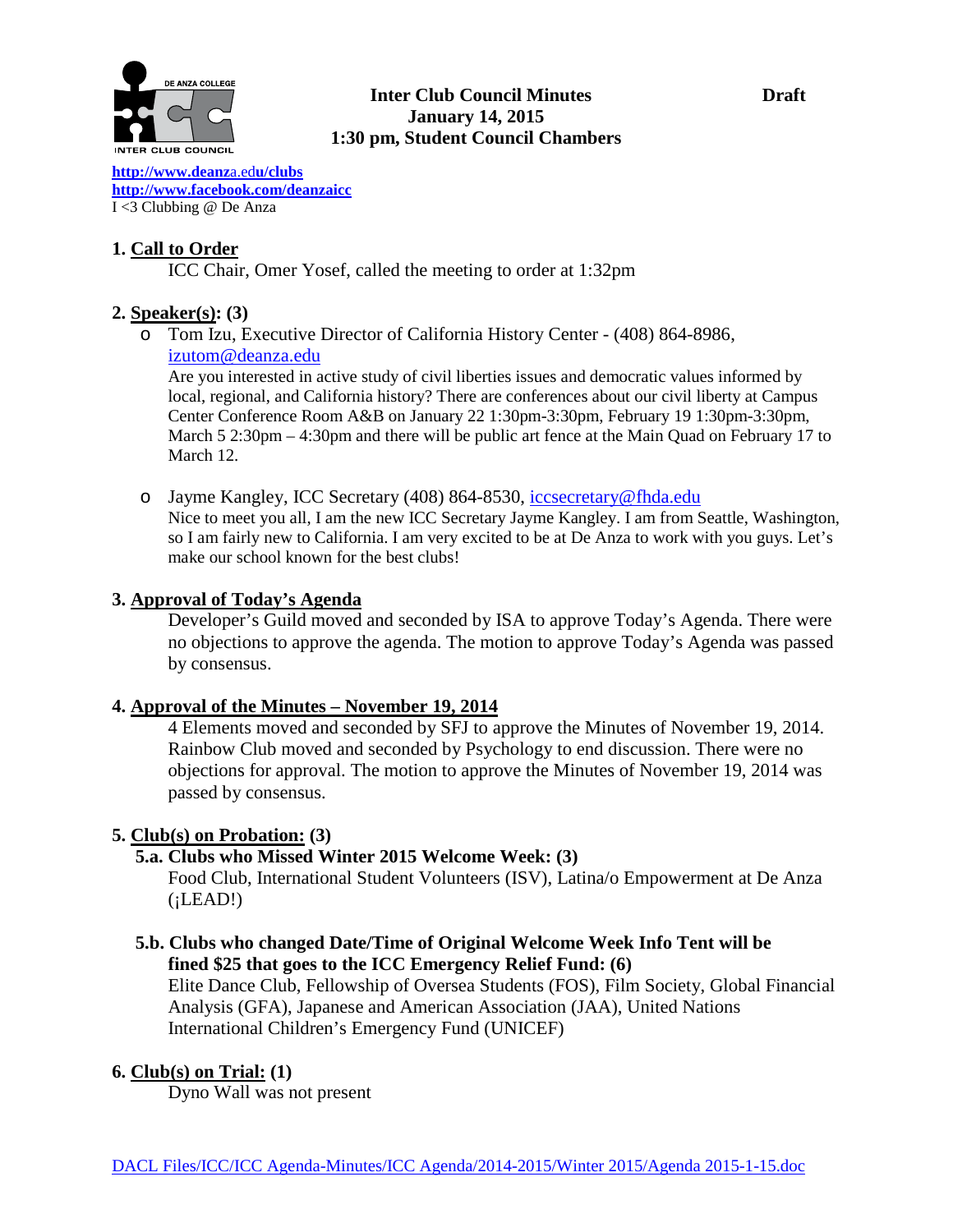**Inter Club Council Minutes**
**January 14, 2015**
**1:30 pm, Student Council Chambers**

**Draft**

**http://www.deanza.edu/clubs**
**http://www.facebook.com/deanzaicc**
I <3 Clubbing @ De Anza

## 1. Call to Order

ICC Chair, Omer Yosef, called the meeting to order at 1:32pm

## 2. Speaker(s): (3)

- Tom Izu, Executive Director of California History Center - (408) 864-8986, izutom@deanza.edu
  Are you interested in active study of civil liberties issues and democratic values informed by local, regional, and California history? There are conferences about our civil liberty at Campus Center Conference Room A&B on January 22 1:30pm-3:30pm, February 19 1:30pm-3:30pm, March 5 2:30pm – 4:30pm and there will be public art fence at the Main Quad on February 17 to March 12.

- Jayme Kangley, ICC Secretary (408) 864-8530, iccsecretary@fhda.edu
  Nice to meet you all, I am the new ICC Secretary Jayme Kangley. I am from Seattle, Washington, so I am fairly new to California. I am very excited to be at De Anza to work with you guys. Let's make our school known for the best clubs!

## 3. Approval of Today's Agenda

Developer's Guild moved and seconded by ISA to approve Today's Agenda. There were no objections to approve the agenda. The motion to approve Today's Agenda was passed by consensus.

## 4. Approval of the Minutes – November 19, 2014

4 Elements moved and seconded by SFJ to approve the Minutes of November 19, 2014. Rainbow Club moved and seconded by Psychology to end discussion. There were no objections for approval. The motion to approve the Minutes of November 19, 2014 was passed by consensus.

## 5. Club(s) on Probation: (3)

### 5.a. Clubs who Missed Winter 2015 Welcome Week: (3)

Food Club, International Student Volunteers (ISV), Latina/o Empowerment at De Anza (¡LEAD!)

### 5.b. Clubs who changed Date/Time of Original Welcome Week Info Tent will be fined $25 that goes to the ICC Emergency Relief Fund: (6)

Elite Dance Club, Fellowship of Oversea Students (FOS), Film Society, Global Financial Analysis (GFA), Japanese and American Association (JAA), United Nations International Children's Emergency Fund (UNICEF)

## 6. Club(s) on Trial: (1)

Dyno Wall was not present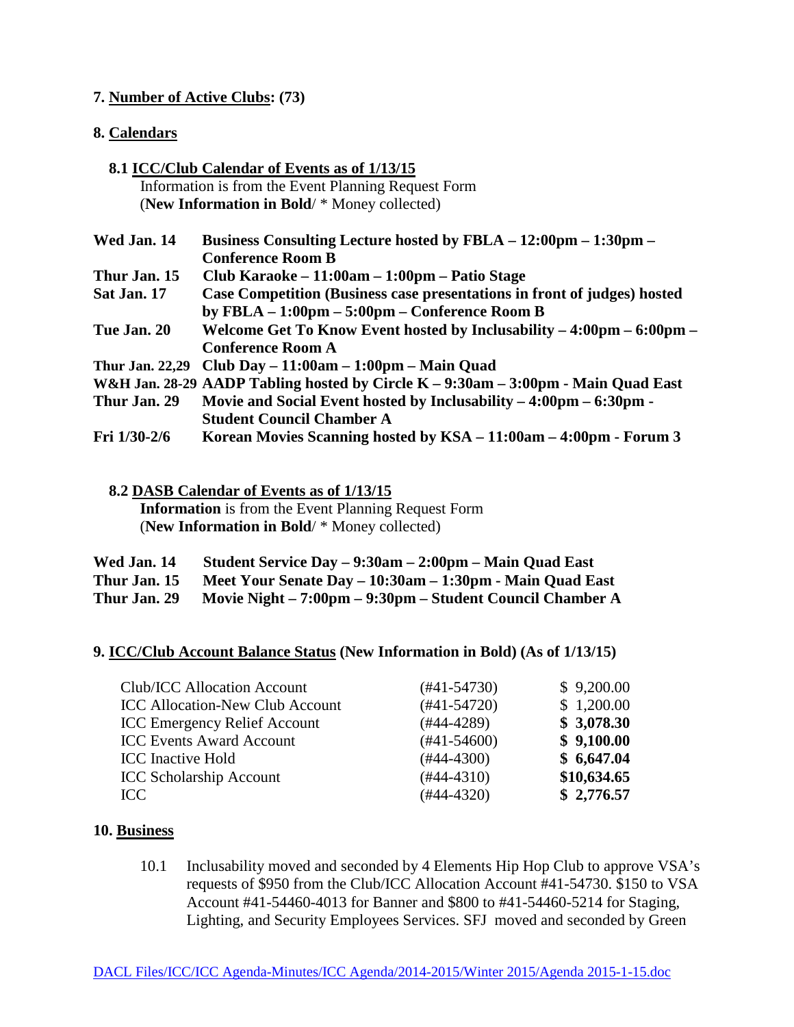**7. <u>Number of Active Clubs</u>: (73)**

**8. <u>Calendars</u>**

**8.1 <u>ICC/Club Calendar of Events as of 1/13/15</u>**

Information is from the Event Planning Request Form
(**New Information in Bold**/ * Money collected)

| | |
|---|---|
| **Wed Jan. 14** | **Business Consulting Lecture hosted by FBLA – 12:00pm – 1:30pm – Conference Room B** |
| **Thur Jan. 15** | **Club Karaoke – 11:00am – 1:00pm – Patio Stage** |
| **Sat Jan. 17** | **Case Competition (Business case presentations in front of judges) hosted by FBLA – 1:00pm – 5:00pm – Conference Room B** |
| **Tue Jan. 20** | **Welcome Get To Know Event hosted by Inclusability – 4:00pm – 6:00pm – Conference Room A** |
| **Thur Jan. 22,29** | **Club Day – 11:00am – 1:00pm – Main Quad** |
| **W&H Jan. 28-29** | **AADP Tabling hosted by Circle K – 9:30am – 3:00pm - Main Quad East** |
| **Thur Jan. 29** | **Movie and Social Event hosted by Inclusability – 4:00pm – 6:30pm - Student Council Chamber A** |
| **Fri 1/30-2/6** | **Korean Movies Scanning hosted by KSA – 11:00am – 4:00pm - Forum 3** |

**8.2 <u>DASB Calendar of Events as of 1/13/15</u>**

**Information** is from the Event Planning Request Form
(**New Information in Bold**/ * Money collected)

| | |
|---|---|
| **Wed Jan. 14** | **Student Service Day – 9:30am – 2:00pm – Main Quad East** |
| **Thur Jan. 15** | **Meet Your Senate Day – 10:30am – 1:30pm - Main Quad East** |
| **Thur Jan. 29** | **Movie Night – 7:00pm – 9:30pm – Student Council Chamber A** |

**9. <u>ICC/Club Account Balance Status</u> (New Information in Bold) (As of 1/13/15)**

| | | |
|---|---|---|
| Club/ICC Allocation Account | (#41-54730) | $ 9,200.00 |
| ICC Allocation-New Club Account | (#41-54720) | $ 1,200.00 |
| ICC Emergency Relief Account | (#44-4289) | **$ 3,078.30** |
| ICC Events Award Account | (#41-54600) | **$ 9,100.00** |
| ICC Inactive Hold | (#44-4300) | **$ 6,647.04** |
| ICC Scholarship Account | (#44-4310) | **$10,634.65** |
| ICC | (#44-4320) | **$ 2,776.57** |

**10. <u>Business</u>**

10.1 Inclusability moved and seconded by 4 Elements Hip Hop Club to approve VSA's requests of $950 from the Club/ICC Allocation Account #41-54730. $150 to VSA Account #41-54460-4013 for Banner and $800 to #41-54460-5214 for Staging, Lighting, and Security Employees Services. SFJ moved and seconded by Green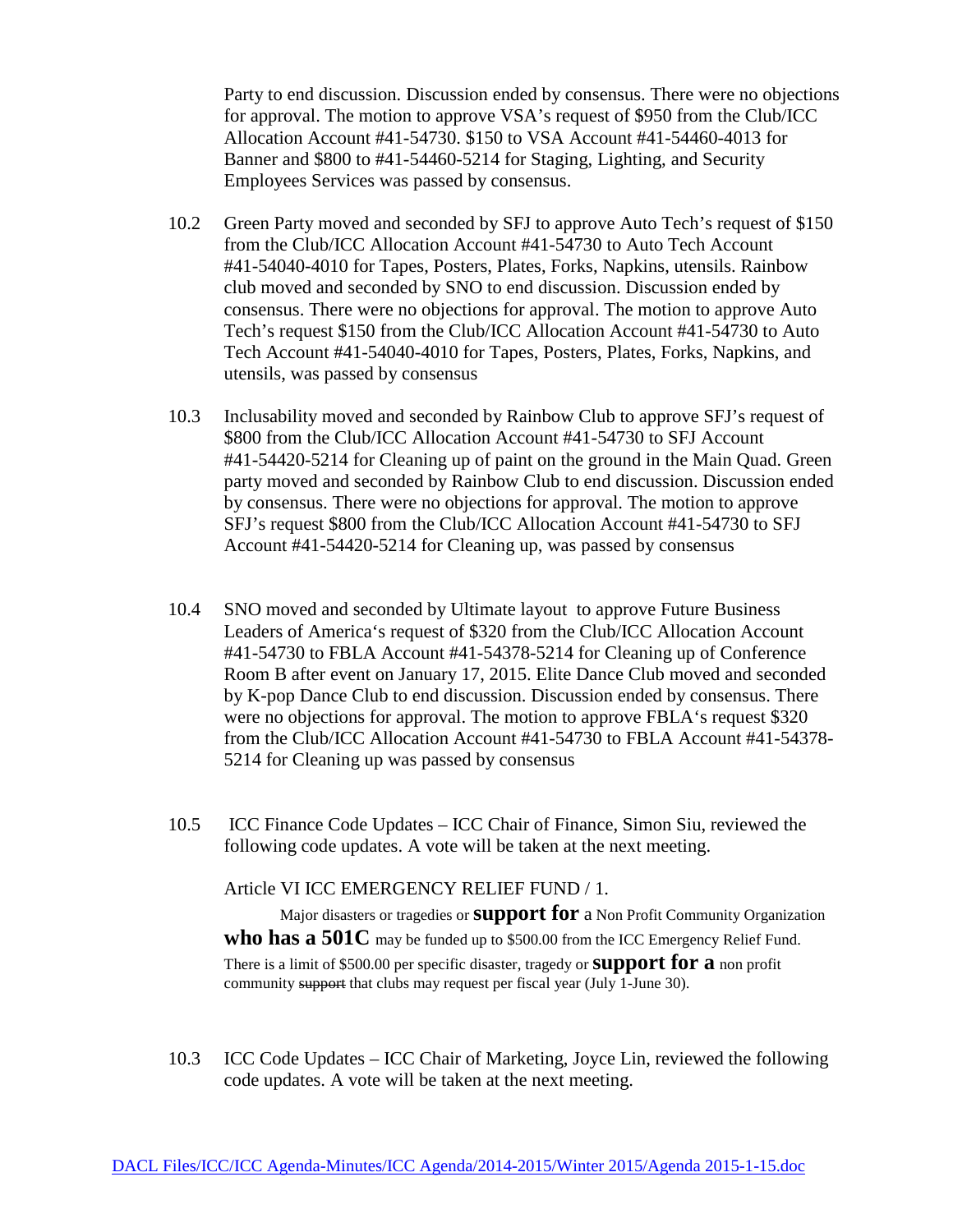Party to end discussion. Discussion ended by consensus. There were no objections for approval. The motion to approve VSA's request of $950 from the Club/ICC Allocation Account #41-54730. $150 to VSA Account #41-54460-4013 for Banner and $800 to #41-54460-5214 for Staging, Lighting, and Security Employees Services was passed by consensus.

10.2 Green Party moved and seconded by SFJ to approve Auto Tech's request of $150 from the Club/ICC Allocation Account #41-54730 to Auto Tech Account #41-54040-4010 for Tapes, Posters, Plates, Forks, Napkins, utensils. Rainbow club moved and seconded by SNO to end discussion. Discussion ended by consensus. There were no objections for approval. The motion to approve Auto Tech's request $150 from the Club/ICC Allocation Account #41-54730 to Auto Tech Account #41-54040-4010 for Tapes, Posters, Plates, Forks, Napkins, and utensils, was passed by consensus

10.3 Inclusability moved and seconded by Rainbow Club to approve SFJ's request of $800 from the Club/ICC Allocation Account #41-54730 to SFJ Account #41-54420-5214 for Cleaning up of paint on the ground in the Main Quad. Green party moved and seconded by Rainbow Club to end discussion. Discussion ended by consensus. There were no objections for approval. The motion to approve SFJ's request $800 from the Club/ICC Allocation Account #41-54730 to SFJ Account #41-54420-5214 for Cleaning up, was passed by consensus

10.4 SNO moved and seconded by Ultimate layout to approve Future Business Leaders of America's request of $320 from the Club/ICC Allocation Account #41-54730 to FBLA Account #41-54378-5214 for Cleaning up of Conference Room B after event on January 17, 2015. Elite Dance Club moved and seconded by K-pop Dance Club to end discussion. Discussion ended by consensus. There were no objections for approval. The motion to approve FBLA's request $320 from the Club/ICC Allocation Account #41-54730 to FBLA Account #41-54378-5214 for Cleaning up was passed by consensus

10.5 ICC Finance Code Updates – ICC Chair of Finance, Simon Siu, reviewed the following code updates. A vote will be taken at the next meeting.

Article VI ICC EMERGENCY RELIEF FUND / 1.

Major disasters or tragedies or **support for** a Non Profit Community Organization **who has a 501C** may be funded up to $500.00 from the ICC Emergency Relief Fund. There is a limit of $500.00 per specific disaster, tragedy or **support for a** non profit community ~~support~~ that clubs may request per fiscal year (July 1-June 30).

10.3 ICC Code Updates – ICC Chair of Marketing, Joyce Lin, reviewed the following code updates. A vote will be taken at the next meeting.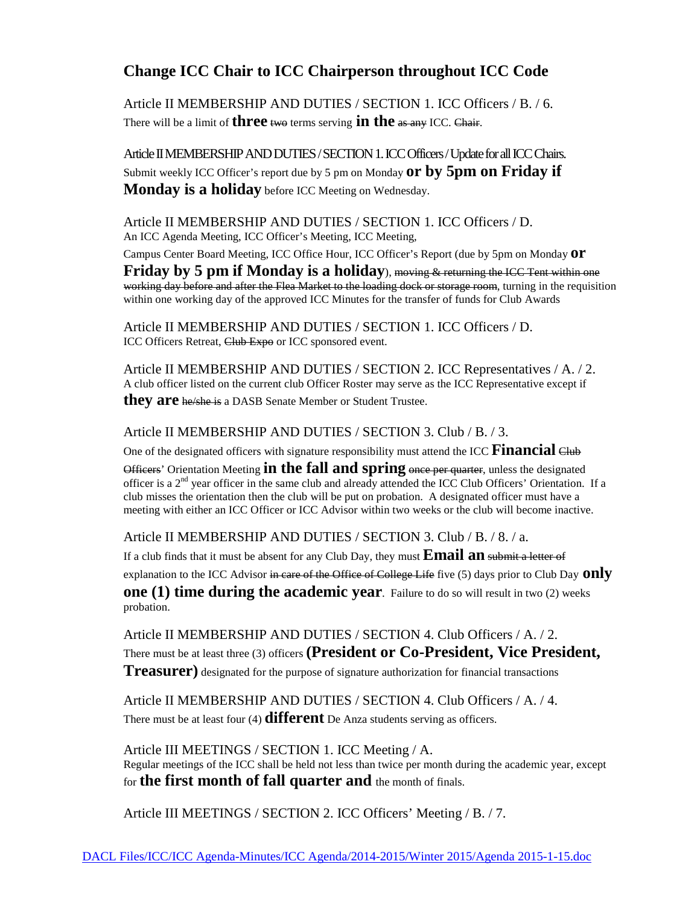## Change ICC Chair to ICC Chairperson throughout ICC Code

Article II MEMBERSHIP AND DUTIES / SECTION 1. ICC Officers / B. / 6.
There will be a limit of **three** ~~two~~ terms serving **in the** ~~as any~~ ICC. ~~Chair~~.

Article II MEMBERSHIP AND DUTIES / SECTION 1. ICC Officers / Update for all ICC Chairs.
Submit weekly ICC Officer's report due by 5 pm on Monday **or by 5pm on Friday if Monday is a holiday** before ICC Meeting on Wednesday.

Article II MEMBERSHIP AND DUTIES / SECTION 1. ICC Officers / D.
An ICC Agenda Meeting, ICC Officer's Meeting, ICC Meeting,
Campus Center Board Meeting, ICC Office Hour, ICC Officer's Report (due by 5pm on Monday **or Friday by 5 pm if Monday is a holiday**), ~~moving & returning the ICC Tent within one working day before and after the Flea Market to the loading dock or storage room~~, turning in the requisition within one working day of the approved ICC Minutes for the transfer of funds for Club Awards

Article II MEMBERSHIP AND DUTIES / SECTION 1. ICC Officers / D.
ICC Officers Retreat, ~~Club Expo~~ or ICC sponsored event.

Article II MEMBERSHIP AND DUTIES / SECTION 2. ICC Representatives / A. / 2.
A club officer listed on the current club Officer Roster may serve as the ICC Representative except if **they are** ~~he/she is~~ a DASB Senate Member or Student Trustee.

Article II MEMBERSHIP AND DUTIES / SECTION 3. Club / B. / 3.
One of the designated officers with signature responsibility must attend the ICC **Financial** ~~Club Officers~~' Orientation Meeting **in the fall and spring** ~~once per quarter~~, unless the designated officer is a 2nd year officer in the same club and already attended the ICC Club Officers' Orientation. If a club misses the orientation then the club will be put on probation. A designated officer must have a meeting with either an ICC Officer or ICC Advisor within two weeks or the club will become inactive.

Article II MEMBERSHIP AND DUTIES / SECTION 3. Club / B. / 8. / a.
If a club finds that it must be absent for any Club Day, they must **Email an** ~~submit a letter of~~ explanation to the ICC Advisor ~~in care of the Office of College Life~~ five (5) days prior to Club Day **only one (1) time during the academic year**. Failure to do so will result in two (2) weeks probation.

Article II MEMBERSHIP AND DUTIES / SECTION 4. Club Officers / A. / 2.
There must be at least three (3) officers **(President or Co-President, Vice President, Treasurer)** designated for the purpose of signature authorization for financial transactions

Article II MEMBERSHIP AND DUTIES / SECTION 4. Club Officers / A. / 4.
There must be at least four (4) **different** De Anza students serving as officers.

Article III MEETINGS / SECTION 1. ICC Meeting / A.
Regular meetings of the ICC shall be held not less than twice per month during the academic year, except for **the first month of fall quarter and** the month of finals.

Article III MEETINGS / SECTION 2. ICC Officers' Meeting / B. / 7.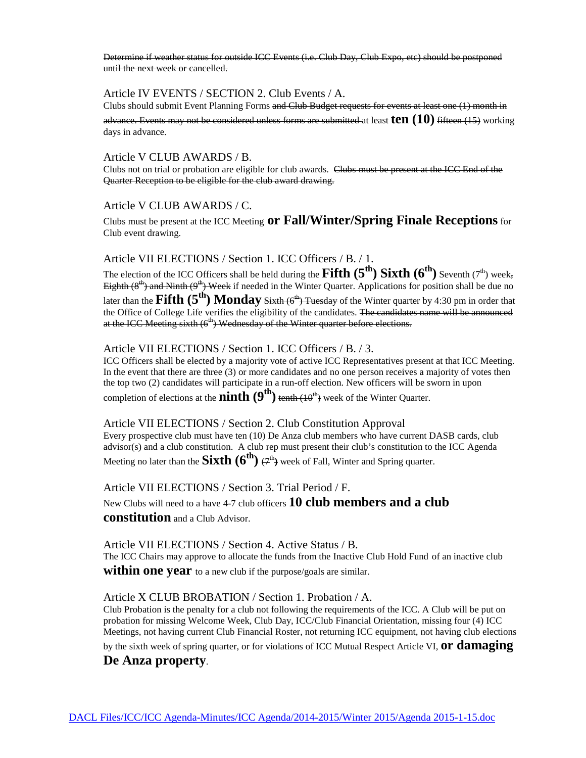~~Determine if weather status for outside ICC Events (i.e. Club Day, Club Expo, etc) should be postponed until the next week or cancelled.~~

Article IV EVENTS / SECTION 2. Club Events / A.

Clubs should submit Event Planning Forms ~~and Club Budget requests for events at least one (1) month in advance. Events may not be considered unless forms are submitted~~ at least **ten (10)** ~~fifteen (15)~~ working days in advance.

Article V CLUB AWARDS / B.

Clubs not on trial or probation are eligible for club awards. ~~Clubs must be present at the ICC End of the Quarter Reception to be eligible for the club award drawing.~~

Article V CLUB AWARDS / C.

Clubs must be present at the ICC Meeting **or Fall/Winter/Spring Finale Receptions** for Club event drawing.

Article VII ELECTIONS / Section 1. ICC Officers / B. / 1.

The election of the ICC Officers shall be held during the **Fifth (5th) Sixth (6th)** Seventh (7th) week~~, Eighth (8th) and Ninth (9th) Week~~ if needed in the Winter Quarter. Applications for position shall be due no later than the **Fifth (5th) Monday** ~~Sixth (6th) Tuesday~~ of the Winter quarter by 4:30 pm in order that the Office of College Life verifies the eligibility of the candidates. ~~The candidates name will be announced at the ICC Meeting sixth (6th) Wednesday of the Winter quarter before elections.~~

Article VII ELECTIONS / Section 1. ICC Officers / B. / 3.

ICC Officers shall be elected by a majority vote of active ICC Representatives present at that ICC Meeting. In the event that there are three (3) or more candidates and no one person receives a majority of votes then the top two (2) candidates will participate in a run-off election. New officers will be sworn in upon completion of elections at the **ninth (9th)** ~~tenth (10th)~~ week of the Winter Quarter.

Article VII ELECTIONS / Section 2. Club Constitution Approval

Every prospective club must have ten (10) De Anza club members who have current DASB cards, club advisor(s) and a club constitution. A club rep must present their club's constitution to the ICC Agenda Meeting no later than the **Sixth (6th)** ~~(7th)~~ week of Fall, Winter and Spring quarter.

Article VII ELECTIONS / Section 3. Trial Period / F.

New Clubs will need to a have 4-7 club officers **10 club members and a club constitution** and a Club Advisor.

Article VII ELECTIONS / Section 4. Active Status / B.

The ICC Chairs may approve to allocate the funds from the Inactive Club Hold Fund of an inactive club **within one year** to a new club if the purpose/goals are similar.

Article X CLUB BROBATION / Section 1. Probation / A.

Club Probation is the penalty for a club not following the requirements of the ICC. A Club will be put on probation for missing Welcome Week, Club Day, ICC/Club Financial Orientation, missing four (4) ICC Meetings, not having current Club Financial Roster, not returning ICC equipment, not having club elections by the sixth week of spring quarter, or for violations of ICC Mutual Respect Article VI, **or damaging De Anza property**.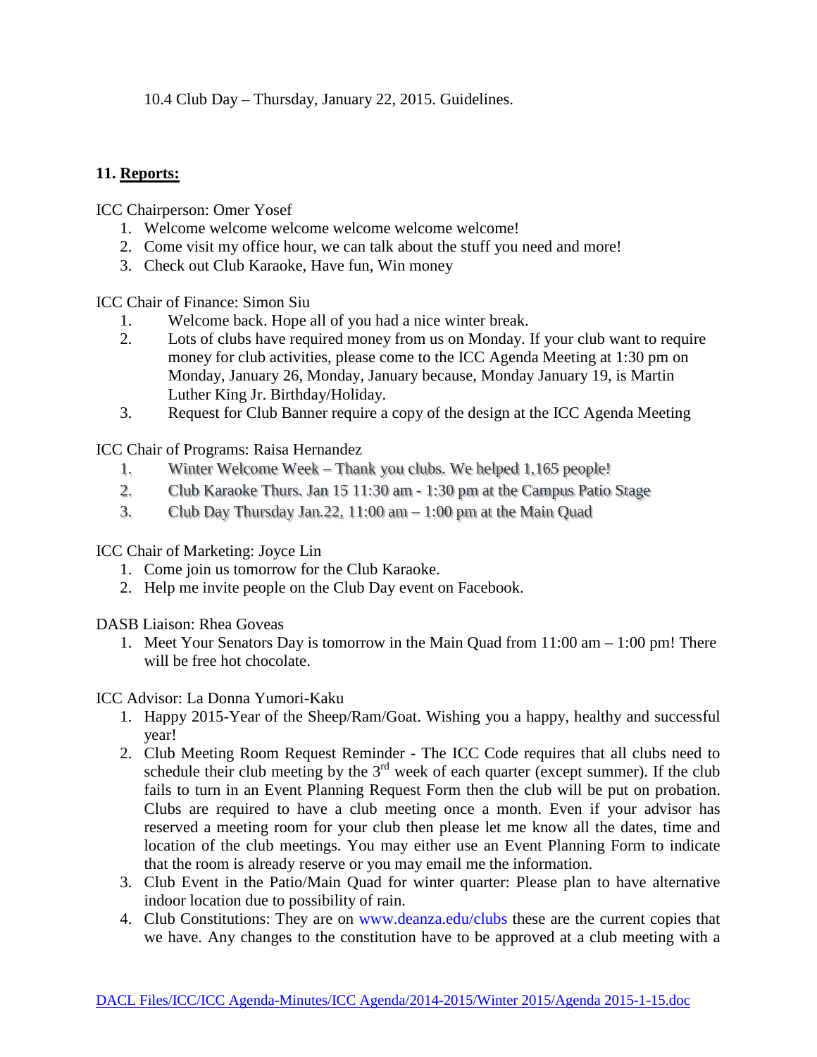10.4 Club Day – Thursday, January 22, 2015. Guidelines.

**11. Reports:**

ICC Chairperson: Omer Yosef

1. Welcome welcome welcome welcome welcome welcome!
2. Come visit my office hour, we can talk about the stuff you need and more!
3. Check out Club Karaoke, Have fun, Win money

ICC Chair of Finance: Simon Siu

1. Welcome back. Hope all of you had a nice winter break.
2. Lots of clubs have required money from us on Monday. If your club want to require money for club activities, please come to the ICC Agenda Meeting at 1:30 pm on Monday, January 26, Monday, January because, Monday January 19, is Martin Luther King Jr. Birthday/Holiday.
3. Request for Club Banner require a copy of the design at the ICC Agenda Meeting

ICC Chair of Programs: Raisa Hernandez

1. Winter Welcome Week – Thank you clubs. We helped 1,165 people!
2. Club Karaoke Thurs. Jan 15 11:30 am - 1:30 pm at the Campus Patio Stage
3. Club Day Thursday Jan.22, 11:00 am – 1:00 pm at the Main Quad

ICC Chair of Marketing: Joyce Lin

1. Come join us tomorrow for the Club Karaoke.
2. Help me invite people on the Club Day event on Facebook.

DASB Liaison: Rhea Goveas

1. Meet Your Senators Day is tomorrow in the Main Quad from 11:00 am – 1:00 pm! There will be free hot chocolate.

ICC Advisor: La Donna Yumori-Kaku

1. Happy 2015-Year of the Sheep/Ram/Goat. Wishing you a happy, healthy and successful year!
2. Club Meeting Room Request Reminder - The ICC Code requires that all clubs need to schedule their club meeting by the 3rd week of each quarter (except summer). If the club fails to turn in an Event Planning Request Form then the club will be put on probation. Clubs are required to have a club meeting once a month. Even if your advisor has reserved a meeting room for your club then please let me know all the dates, time and location of the club meetings. You may either use an Event Planning Form to indicate that the room is already reserve or you may email me the information.
3. Club Event in the Patio/Main Quad for winter quarter: Please plan to have alternative indoor location due to possibility of rain.
4. Club Constitutions: They are on www.deanza.edu/clubs these are the current copies that we have. Any changes to the constitution have to be approved at a club meeting with a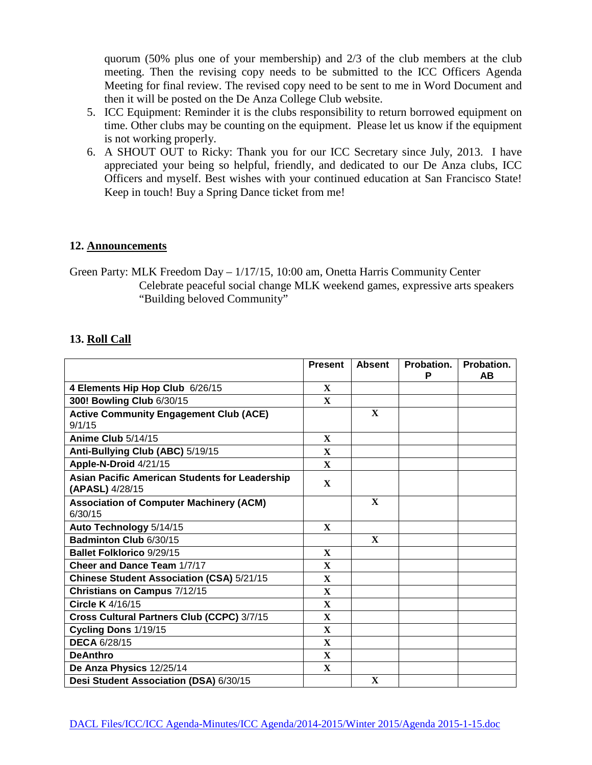quorum (50% plus one of your membership) and 2/3 of the club members at the club meeting. Then the revising copy needs to be submitted to the ICC Officers Agenda Meeting for final review. The revised copy need to be sent to me in Word Document and then it will be posted on the De Anza College Club website.

5. ICC Equipment: Reminder it is the clubs responsibility to return borrowed equipment on time. Other clubs may be counting on the equipment. Please let us know if the equipment is not working properly.
6. A SHOUT OUT to Ricky: Thank you for our ICC Secretary since July, 2013. I have appreciated your being so helpful, friendly, and dedicated to our De Anza clubs, ICC Officers and myself. Best wishes with your continued education at San Francisco State! Keep in touch! Buy a Spring Dance ticket from me!

## 12. Announcements

Green Party: MLK Freedom Day – 1/17/15, 10:00 am, Onetta Harris Community Center
Celebrate peaceful social change MLK weekend games, expressive arts speakers "Building beloved Community"

## 13. Roll Call

| | Present | Absent | Probation. P | Probation. AB |
|---|---|---|---|---|
| **4 Elements Hip Hop Club** 6/26/15 | X | | | |
| **300! Bowling Club** 6/30/15 | X | | | |
| **Active Community Engagement Club (ACE)** 9/1/15 | | X | | |
| **Anime Club** 5/14/15 | X | | | |
| **Anti-Bullying Club (ABC)** 5/19/15 | X | | | |
| **Apple-N-Droid** 4/21/15 | X | | | |
| **Asian Pacific American Students for Leadership (APASL)** 4/28/15 | X | | | |
| **Association of Computer Machinery (ACM)** 6/30/15 | | X | | |
| **Auto Technology** 5/14/15 | X | | | |
| **Badminton Club** 6/30/15 | | X | | |
| **Ballet Folklorico** 9/29/15 | X | | | |
| **Cheer and Dance Team** 1/7/17 | X | | | |
| **Chinese Student Association (CSA)** 5/21/15 | X | | | |
| **Christians on Campus** 7/12/15 | X | | | |
| **Circle K** 4/16/15 | X | | | |
| **Cross Cultural Partners Club (CCPC)** 3/7/15 | X | | | |
| **Cycling Dons** 1/19/15 | X | | | |
| **DECA** 6/28/15 | X | | | |
| **DeAnthro** | X | | | |
| **De Anza Physics** 12/25/14 | X | | | |
| **Desi Student Association (DSA)** 6/30/15 | | X | | |

DACL Files/ICC/ICC Agenda-Minutes/ICC Agenda/2014-2015/Winter 2015/Agenda 2015-1-15.doc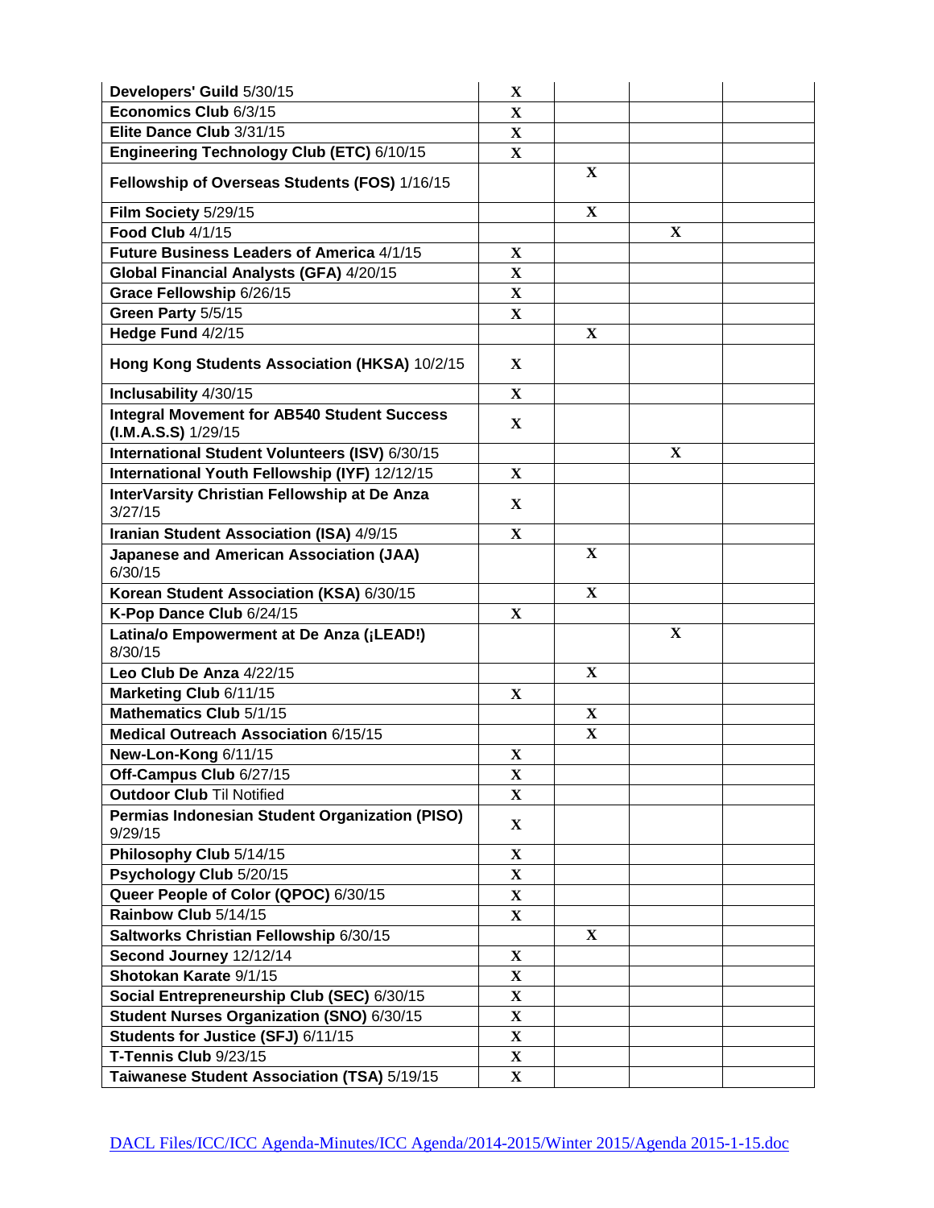| | | | | |
|---|---|---|---|---|
| **Developers' Guild** 5/30/15 | X | | | |
| **Economics Club** 6/3/15 | X | | | |
| **Elite Dance Club** 3/31/15 | X | | | |
| **Engineering Technology Club (ETC)** 6/10/15 | X | | | |
| **Fellowship of Overseas Students (FOS)** 1/16/15 | | X | | |
| **Film Society** 5/29/15 | | X | | |
| **Food Club** 4/1/15 | | | X | |
| **Future Business Leaders of America** 4/1/15 | X | | | |
| **Global Financial Analysts (GFA)** 4/20/15 | X | | | |
| **Grace Fellowship** 6/26/15 | X | | | |
| **Green Party** 5/5/15 | X | | | |
| **Hedge Fund** 4/2/15 | | X | | |
| **Hong Kong Students Association (HKSA)** 10/2/15 | X | | | |
| **Inclusability** 4/30/15 | X | | | |
| **Integral Movement for AB540 Student Success (I.M.A.S.S)** 1/29/15 | X | | | |
| **International Student Volunteers (ISV)** 6/30/15 | | | X | |
| **International Youth Fellowship (IYF)** 12/12/15 | X | | | |
| **InterVarsity Christian Fellowship at De Anza** 3/27/15 | X | | | |
| **Iranian Student Association (ISA)** 4/9/15 | X | | | |
| **Japanese and American Association (JAA)** 6/30/15 | | X | | |
| **Korean Student Association (KSA)** 6/30/15 | | X | | |
| **K-Pop Dance Club** 6/24/15 | X | | | |
| **Latina/o Empowerment at De Anza (¡LEAD!)** 8/30/15 | | | X | |
| **Leo Club De Anza** 4/22/15 | | X | | |
| **Marketing Club** 6/11/15 | X | | | |
| **Mathematics Club** 5/1/15 | | X | | |
| **Medical Outreach Association** 6/15/15 | | X | | |
| **New-Lon-Kong** 6/11/15 | X | | | |
| **Off-Campus Club** 6/27/15 | X | | | |
| **Outdoor Club** Til Notified | X | | | |
| **Permias Indonesian Student Organization (PISO)** 9/29/15 | X | | | |
| **Philosophy Club** 5/14/15 | X | | | |
| **Psychology Club** 5/20/15 | X | | | |
| **Queer People of Color (QPOC)** 6/30/15 | X | | | |
| **Rainbow Club** 5/14/15 | X | | | |
| **Saltworks Christian Fellowship** 6/30/15 | | X | | |
| **Second Journey** 12/12/14 | X | | | |
| **Shotokan Karate** 9/1/15 | X | | | |
| **Social Entrepreneurship Club (SEC)** 6/30/15 | X | | | |
| **Student Nurses Organization (SNO)** 6/30/15 | X | | | |
| **Students for Justice (SFJ)** 6/11/15 | X | | | |
| **T-Tennis Club** 9/23/15 | X | | | |
| **Taiwanese Student Association (TSA)** 5/19/15 | X | | | |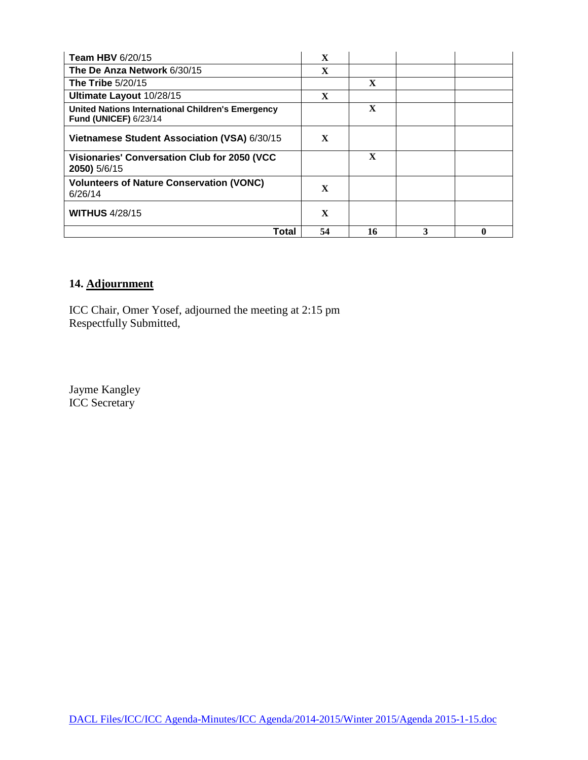| | | | | |
|---|---|---|---|---|
| **Team HBV** 6/20/15 | X | | | |
| **The De Anza Network** 6/30/15 | X | | | |
| **The Tribe** 5/20/15 | | X | | |
| **Ultimate Layout** 10/28/15 | X | | | |
| **United Nations International Children's Emergency Fund (UNICEF)** 6/23/14 | | X | | |
| **Vietnamese Student Association (VSA)** 6/30/15 | X | | | |
| **Visionaries' Conversation Club for 2050 (VCC 2050)** 5/6/15 | | X | | |
| **Volunteers of Nature Conservation (VONC)** 6/26/14 | X | | | |
| **WITHUS** 4/28/15 | X | | | |
| **Total** | **54** | **16** | **3** | **0** |

## 14. Adjournment

ICC Chair, Omer Yosef, adjourned the meeting at 2:15 pm
Respectfully Submitted,

Jayme Kangley
ICC Secretary

DACL Files/ICC/ICC Agenda-Minutes/ICC Agenda/2014-2015/Winter 2015/Agenda 2015-1-15.doc